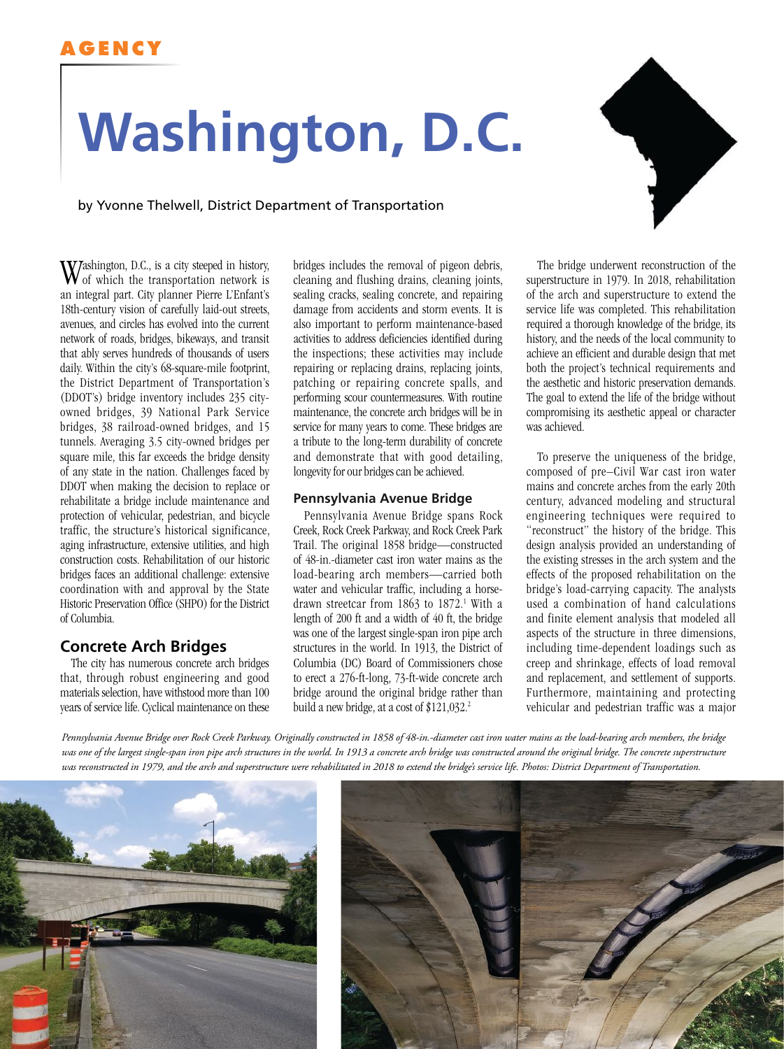AGENCY

# Washington, D.C.

by Yvonne Thelwell, District Department of Transportation

Washington, D.C., is a city steeped in history, of which the transportation network is an integral part. City planner Pierre L'Enfant's 18th-century vision of carefully laid-out streets, avenues, and circles has evolved into the current network of roads, bridges, bikeways, and transit that ably serves hundreds of thousands of users daily. Within the city's 68-square-mile footprint, the District Department of Transportation's (DDOT's) bridge inventory includes 235 city-owned bridges, 39 National Park Service bridges, 38 railroad-owned bridges, and 15 tunnels. Averaging 3.5 city-owned bridges per square mile, this far exceeds the bridge density of any state in the nation. Challenges faced by DDOT when making the decision to replace or rehabilitate a bridge include maintenance and protection of vehicular, pedestrian, and bicycle traffic, the structure's historical significance, aging infrastructure, extensive utilities, and high construction costs. Rehabilitation of our historic bridges faces an additional challenge: extensive coordination with and approval by the State Historic Preservation Office (SHPO) for the District of Columbia.

## Concrete Arch Bridges

The city has numerous concrete arch bridges that, through robust engineering and good materials selection, have withstood more than 100 years of service life. Cyclical maintenance on these bridges includes the removal of pigeon debris, cleaning and flushing drains, cleaning joints, sealing cracks, sealing concrete, and repairing damage from accidents and storm events. It is also important to perform maintenance-based activities to address deficiencies identified during the inspections; these activities may include repairing or replacing drains, replacing joints, patching or repairing concrete spalls, and performing scour countermeasures. With routine maintenance, the concrete arch bridges will be in service for many years to come. These bridges are a tribute to the long-term durability of concrete and demonstrate that with good detailing, longevity for our bridges can be achieved.

### Pennsylvania Avenue Bridge

Pennsylvania Avenue Bridge spans Rock Creek, Rock Creek Parkway, and Rock Creek Park Trail. The original 1858 bridge—constructed of 48-in.-diameter cast iron water mains as the load-bearing arch members—carried both water and vehicular traffic, including a horse-drawn streetcar from 1863 to 1872.[1] With a length of 200 ft and a width of 40 ft, the bridge was one of the largest single-span iron pipe arch structures in the world. In 1913, the District of Columbia (DC) Board of Commissioners chose to erect a 276-ft-long, 73-ft-wide concrete arch bridge around the original bridge rather than build a new bridge, at a cost of $121,032.[2]

The bridge underwent reconstruction of the superstructure in 1979. In 2018, rehabilitation of the arch and superstructure to extend the service life was completed. This rehabilitation required a thorough knowledge of the bridge, its history, and the needs of the local community to achieve an efficient and durable design that met both the project's technical requirements and the aesthetic and historic preservation demands. The goal to extend the life of the bridge without compromising its aesthetic appeal or character was achieved.

To preserve the uniqueness of the bridge, composed of pre–Civil War cast iron water mains and concrete arches from the early 20th century, advanced modeling and structural engineering techniques were required to "reconstruct" the history of the bridge. This design analysis provided an understanding of the existing stresses in the arch system and the effects of the proposed rehabilitation on the bridge's load-carrying capacity. The analysts used a combination of hand calculations and finite element analysis that modeled all aspects of the structure in three dimensions, including time-dependent loadings such as creep and shrinkage, effects of load removal and replacement, and settlement of supports. Furthermore, maintaining and protecting vehicular and pedestrian traffic was a major

*Pennsylvania Avenue Bridge over Rock Creek Parkway. Originally constructed in 1858 of 48-in.-diameter cast iron water mains as the load-bearing arch members, the bridge was one of the largest single-span iron pipe arch structures in the world. In 1913 a concrete arch bridge was constructed around the original bridge. The concrete superstructure was reconstructed in 1979, and the arch and superstructure were rehabilitated in 2018 to extend the bridge's service life. Photos: District Department of Transportation.*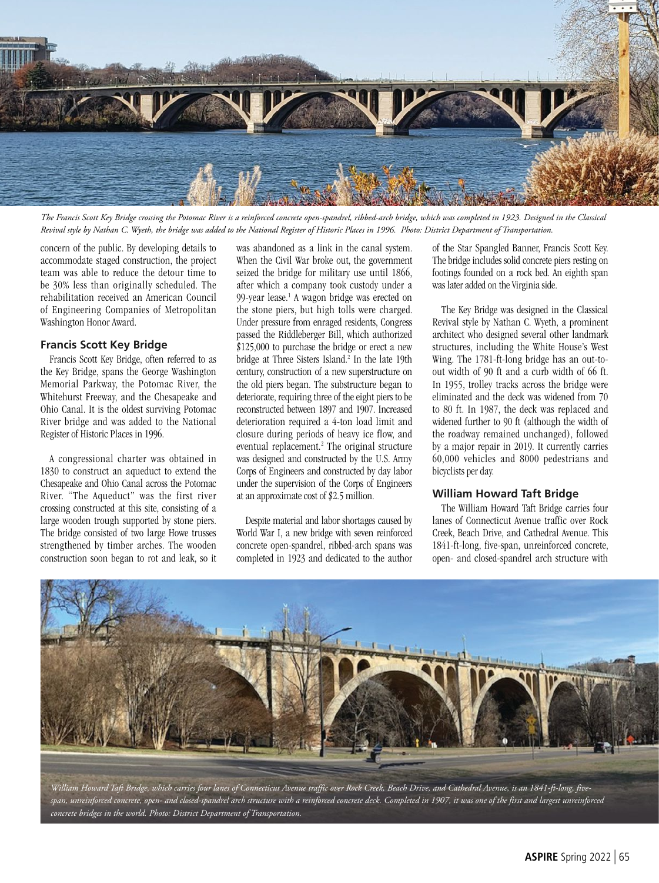*The Francis Scott Key Bridge crossing the Potomac River is a reinforced concrete open-spandrel, ribbed-arch bridge, which was completed in 1923. Designed in the Classical Revival style by Nathan C. Wyeth, the bridge was added to the National Register of Historic Places in 1996. Photo: District Department of Transportation.*

concern of the public. By developing details to accommodate staged construction, the project team was able to reduce the detour time to be 30% less than originally scheduled. The rehabilitation received an American Council of Engineering Companies of Metropolitan Washington Honor Award.

### Francis Scott Key Bridge

Francis Scott Key Bridge, often referred to as the Key Bridge, spans the George Washington Memorial Parkway, the Potomac River, the Whitehurst Freeway, and the Chesapeake and Ohio Canal. It is the oldest surviving Potomac River bridge and was added to the National Register of Historic Places in 1996.

A congressional charter was obtained in 1830 to construct an aqueduct to extend the Chesapeake and Ohio Canal across the Potomac River. "The Aqueduct" was the first river crossing constructed at this site, consisting of a large wooden trough supported by stone piers. The bridge consisted of two large Howe trusses strengthened by timber arches. The wooden construction soon began to rot and leak, so it was abandoned as a link in the canal system. When the Civil War broke out, the government seized the bridge for military use until 1866, after which a company took custody under a 99-year lease.[1] A wagon bridge was erected on the stone piers, but high tolls were charged. Under pressure from enraged residents, Congress passed the Riddleberger Bill, which authorized $125,000 to purchase the bridge or erect a new bridge at Three Sisters Island.[2] In the late 19th century, construction of a new superstructure on the old piers began. The substructure began to deteriorate, requiring three of the eight piers to be reconstructed between 1897 and 1907. Increased deterioration required a 4-ton load limit and closure during periods of heavy ice flow, and eventual replacement.[2] The original structure was designed and constructed by the U.S. Army Corps of Engineers and constructed by day labor under the supervision of the Corps of Engineers at an approximate cost of $2.5 million.

Despite material and labor shortages caused by World War I, a new bridge with seven reinforced concrete open-spandrel, ribbed-arch spans was completed in 1923 and dedicated to the author of the Star Spangled Banner, Francis Scott Key. The bridge includes solid concrete piers resting on footings founded on a rock bed. An eighth span was later added on the Virginia side.

The Key Bridge was designed in the Classical Revival style by Nathan C. Wyeth, a prominent architect who designed several other landmark structures, including the White House's West Wing. The 1781-ft-long bridge has an out-to-out width of 90 ft and a curb width of 66 ft. In 1955, trolley tracks across the bridge were eliminated and the deck was widened from 70 to 80 ft. In 1987, the deck was replaced and widened further to 90 ft (although the width of the roadway remained unchanged), followed by a major repair in 2019. It currently carries 60,000 vehicles and 8000 pedestrians and bicyclists per day.

### William Howard Taft Bridge

The William Howard Taft Bridge carries four lanes of Connecticut Avenue traffic over Rock Creek, Beach Drive, and Cathedral Avenue. This 1841-ft-long, five-span, unreinforced concrete, open- and closed-spandrel arch structure with

*William Howard Taft Bridge, which carries four lanes of Connecticut Avenue traffic over Rock Creek, Beach Drive, and Cathedral Avenue, is an 1841-ft-long, five-span, unreinforced concrete, open- and closed-spandrel arch structure with a reinforced concrete deck. Completed in 1907, it was one of the first and largest unreinforced concrete bridges in the world. Photo: District Department of Transportation.*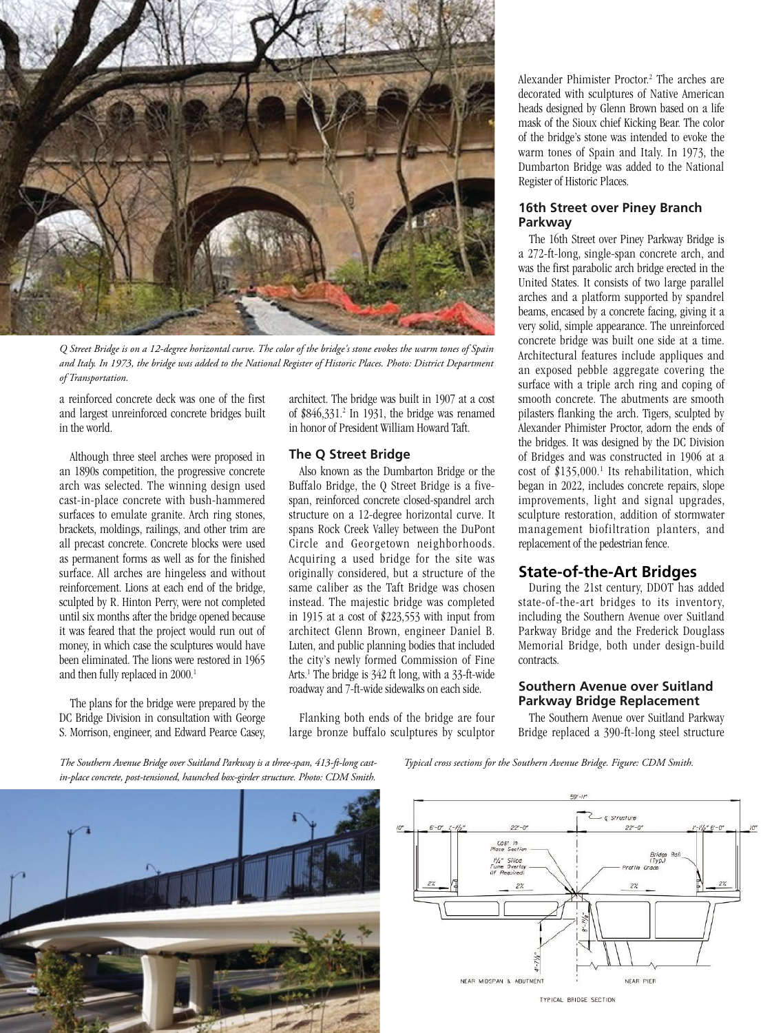*Q Street Bridge is on a 12-degree horizontal curve. The color of the bridge's stone evokes the warm tones of Spain and Italy. In 1973, the bridge was added to the National Register of Historic Places. Photo: District Department of Transportation.*

a reinforced concrete deck was one of the first and largest unreinforced concrete bridges built in the world.

Although three steel arches were proposed in an 1890s competition, the progressive concrete arch was selected. The winning design used cast-in-place concrete with bush-hammered surfaces to emulate granite. Arch ring stones, brackets, moldings, railings, and other trim are all precast concrete. Concrete blocks were used as permanent forms as well as for the finished surface. All arches are hingeless and without reinforcement. Lions at each end of the bridge, sculpted by R. Hinton Perry, were not completed until six months after the bridge opened because it was feared that the project would run out of money, in which case the sculptures would have been eliminated. The lions were restored in 1965 and then fully replaced in 2000.[1]

The plans for the bridge were prepared by the DC Bridge Division in consultation with George S. Morrison, engineer, and Edward Pearce Casey, architect. The bridge was built in 1907 at a cost of $846,331.[2] In 1931, the bridge was renamed in honor of President William Howard Taft.

## The Q Street Bridge

Also known as the Dumbarton Bridge or the Buffalo Bridge, the Q Street Bridge is a five-span, reinforced concrete closed-spandrel arch structure on a 12-degree horizontal curve. It spans Rock Creek Valley between the DuPont Circle and Georgetown neighborhoods. Acquiring a used bridge for the site was originally considered, but a structure of the same caliber as the Taft Bridge was chosen instead. The majestic bridge was completed in 1915 at a cost of $223,553 with input from architect Glenn Brown, engineer Daniel B. Luten, and public planning bodies that included the city's newly formed Commission of Fine Arts.[1] The bridge is 342 ft long, with a 33-ft-wide roadway and 7-ft-wide sidewalks on each side.

Flanking both ends of the bridge are four large bronze buffalo sculptures by sculptor Alexander Phimister Proctor.[2] The arches are decorated with sculptures of Native American heads designed by Glenn Brown based on a life mask of the Sioux chief Kicking Bear. The color of the bridge's stone was intended to evoke the warm tones of Spain and Italy. In 1973, the Dumbarton Bridge was added to the National Register of Historic Places.

## 16th Street over Piney Branch Parkway

The 16th Street over Piney Parkway Bridge is a 272-ft-long, single-span concrete arch, and was the first parabolic arch bridge erected in the United States. It consists of two large parallel arches and a platform supported by spandrel beams, encased by a concrete facing, giving it a very solid, simple appearance. The unreinforced concrete bridge was built one side at a time. Architectural features include appliques and an exposed pebble aggregate covering the surface with a triple arch ring and coping of smooth concrete. The abutments are smooth pilasters flanking the arch. Tigers, sculpted by Alexander Phimister Proctor, adorn the ends of the bridges. It was designed by the DC Division of Bridges and was constructed in 1906 at a cost of $135,000.[1] Its rehabilitation, which began in 2022, includes concrete repairs, slope improvements, light and signal upgrades, sculpture restoration, addition of stormwater management biofiltration planters, and replacement of the pedestrian fence.

# State-of-the-Art Bridges

During the 21st century, DDOT has added state-of-the-art bridges to its inventory, including the Southern Avenue over Suitland Parkway Bridge and the Frederick Douglass Memorial Bridge, both under design-build contracts.

## Southern Avenue over Suitland Parkway Bridge Replacement

The Southern Avenue over Suitland Parkway Bridge replaced a 390-ft-long steel structure

*The Southern Avenue Bridge over Suitland Parkway is a three-span, 413-ft-long cast-in-place concrete, post-tensioned, haunched box-girder structure. Photo: CDM Smith.*

*Typical cross sections for the Southern Avenue Bridge. Figure: CDM Smith.*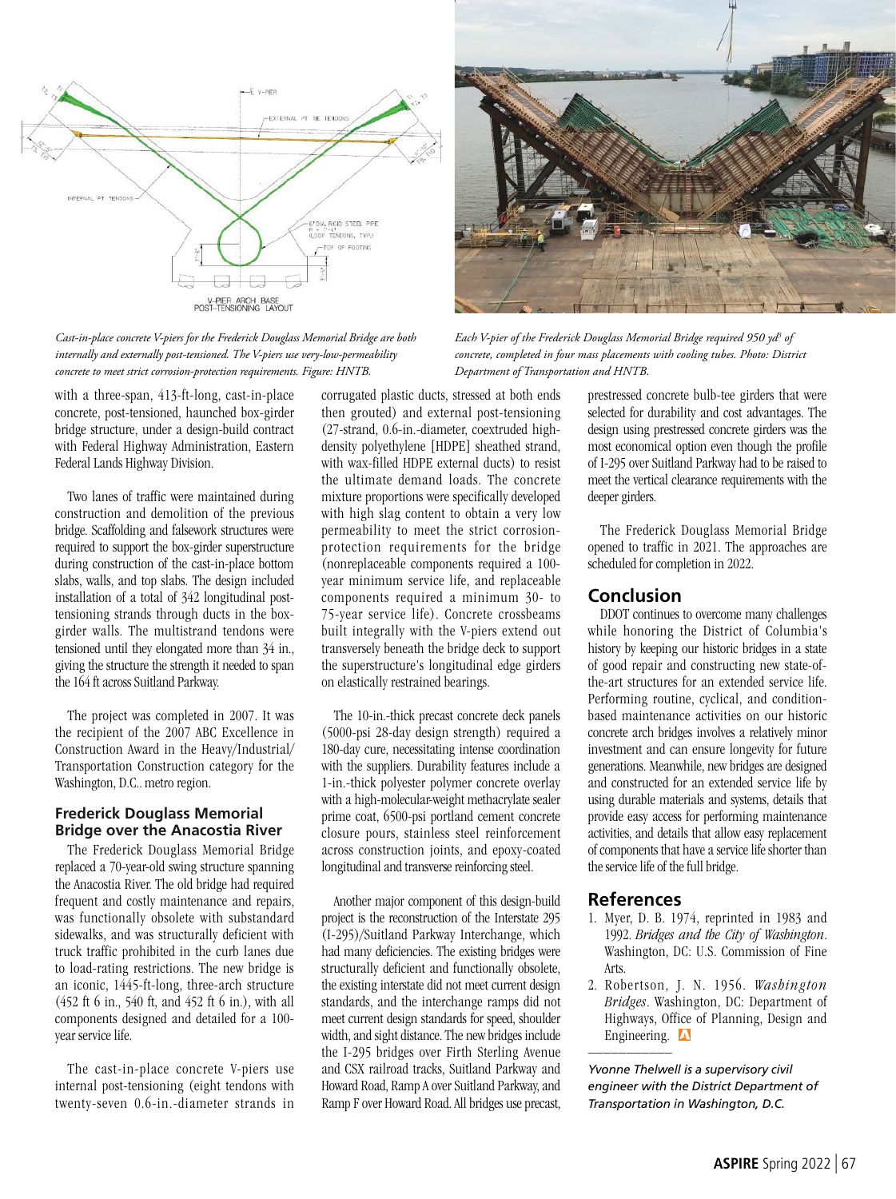V-PIER ARCH BASE POST-TENSIONING LAYOUT

*Cast-in-place concrete V-piers for the Frederick Douglass Memorial Bridge are both internally and externally post-tensioned. The V-piers use very-low-permeability concrete to meet strict corrosion-protection requirements. Figure: HNTB.*

*Each V-pier of the Frederick Douglass Memorial Bridge required 950 yd$^3$ of concrete, completed in four mass placements with cooling tubes. Photo: District Department of Transportation and HNTB.*

with a three-span, 413-ft-long, cast-in-place concrete, post-tensioned, haunched box-girder bridge structure, under a design-build contract with Federal Highway Administration, Eastern Federal Lands Highway Division.

Two lanes of traffic were maintained during construction and demolition of the previous bridge. Scaffolding and falsework structures were required to support the box-girder superstructure during construction of the cast-in-place bottom slabs, walls, and top slabs. The design included installation of a total of 342 longitudinal post-tensioning strands through ducts in the box-girder walls. The multistrand tendons were tensioned until they elongated more than 34 in., giving the structure the strength it needed to span the 164 ft across Suitland Parkway.

The project was completed in 2007. It was the recipient of the 2007 ABC Excellence in Construction Award in the Heavy/Industrial/Transportation Construction category for the Washington, D.C.. metro region.

### Frederick Douglass Memorial Bridge over the Anacostia River

The Frederick Douglass Memorial Bridge replaced a 70-year-old swing structure spanning the Anacostia River. The old bridge had required frequent and costly maintenance and repairs, was functionally obsolete with substandard sidewalks, and was structurally deficient with truck traffic prohibited in the curb lanes due to load-rating restrictions. The new bridge is an iconic, 1445-ft-long, three-arch structure (452 ft 6 in., 540 ft, and 452 ft 6 in.), with all components designed and detailed for a 100-year service life.

The cast-in-place concrete V-piers use internal post-tensioning (eight tendons with twenty-seven 0.6-in.-diameter strands in corrugated plastic ducts, stressed at both ends then grouted) and external post-tensioning (27-strand, 0.6-in.-diameter, coextruded high-density polyethylene [HDPE] sheathed strand, with wax-filled HDPE external ducts) to resist the ultimate demand loads. The concrete mixture proportions were specifically developed with high slag content to obtain a very low permeability to meet the strict corrosion-protection requirements for the bridge (nonreplaceable components required a 100-year minimum service life, and replaceable components required a minimum 30- to 75-year service life). Concrete crossbeams built integrally with the V-piers extend out transversely beneath the bridge deck to support the superstructure's longitudinal edge girders on elastically restrained bearings.

The 10-in.-thick precast concrete deck panels (5000-psi 28-day design strength) required a 180-day cure, necessitating intense coordination with the suppliers. Durability features include a 1-in.-thick polyester polymer concrete overlay with a high-molecular-weight methacrylate sealer prime coat, 6500-psi portland cement concrete closure pours, stainless steel reinforcement across construction joints, and epoxy-coated longitudinal and transverse reinforcing steel.

Another major component of this design-build project is the reconstruction of the Interstate 295 (I-295)/Suitland Parkway Interchange, which had many deficiencies. The existing bridges were structurally deficient and functionally obsolete, the existing interstate did not meet current design standards, and the interchange ramps did not meet current design standards for speed, shoulder width, and sight distance. The new bridges include the I-295 bridges over Firth Sterling Avenue and CSX railroad tracks, Suitland Parkway and Howard Road, Ramp A over Suitland Parkway, and Ramp F over Howard Road. All bridges use precast, prestressed concrete bulb-tee girders that were selected for durability and cost advantages. The design using prestressed concrete girders was the most economical option even though the profile of I-295 over Suitland Parkway had to be raised to meet the vertical clearance requirements with the deeper girders.

The Frederick Douglass Memorial Bridge opened to traffic in 2021. The approaches are scheduled for completion in 2022.

## Conclusion

DDOT continues to overcome many challenges while honoring the District of Columbia's history by keeping our historic bridges in a state of good repair and constructing new state-of-the-art structures for an extended service life. Performing routine, cyclical, and condition-based maintenance activities on our historic concrete arch bridges involves a relatively minor investment and can ensure longevity for future generations. Meanwhile, new bridges are designed and constructed for an extended service life by using durable materials and systems, details that provide easy access for performing maintenance activities, and details that allow easy replacement of components that have a service life shorter than the service life of the full bridge.

## References

1. Myer, D. B. 1974, reprinted in 1983 and 1992. *Bridges and the City of Washington*. Washington, DC: U.S. Commission of Fine Arts.
2. Robertson, J. N. 1956. *Washington Bridges*. Washington, DC: Department of Highways, Office of Planning, Design and Engineering.

---

*Yvonne Thelwell is a supervisory civil engineer with the District Department of Transportation in Washington, D.C.*